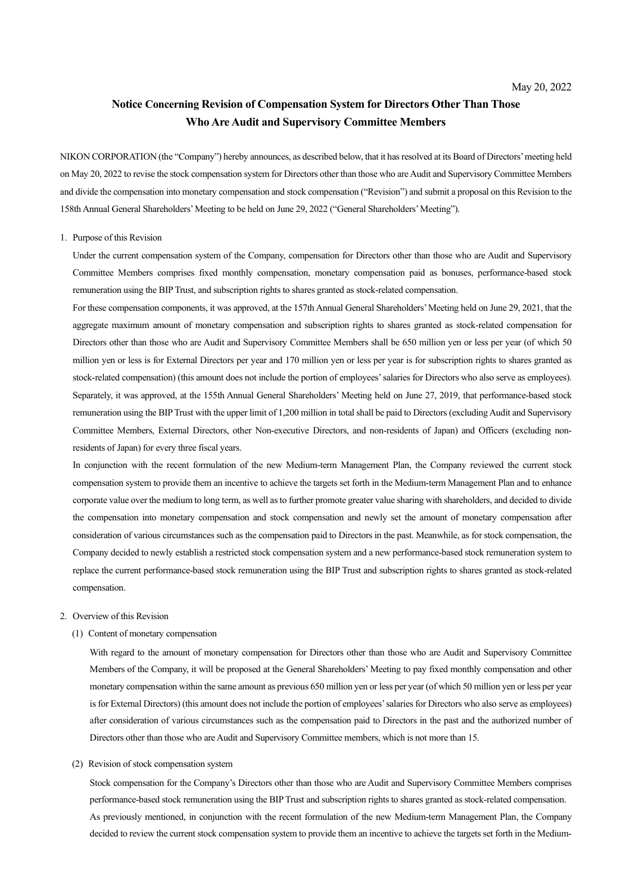May 20, 2022

# Notice Concerning Revision of Compensation System for Directors Other Than Those Who Are Audit and Supervisory Committee Members

NIKON CORPORATION (the "Company") hereby announces, as described below, that it has resolved at its Board of Directors' meeting held on May 20, 2022 to revise the stock compensation system for Directors other than those who are Audit and Supervisory Committee Members and divide the compensation into monetary compensation and stock compensation ("Revision") and submit a proposal on this Revision to the 158th Annual General Shareholders' Meeting to be held on June 29, 2022 ("General Shareholders' Meeting").

1. Purpose of this Revision

   Under the current compensation system of the Company, compensation for Directors other than those who are Audit and Supervisory Committee Members comprises fixed monthly compensation, monetary compensation paid as bonuses, performance-based stock remuneration using the BIP Trust, and subscription rights to shares granted as stock-related compensation.

   For these compensation components, it was approved, at the 157th Annual General Shareholders' Meeting held on June 29, 2021, that the aggregate maximum amount of monetary compensation and subscription rights to shares granted as stock-related compensation for Directors other than those who are Audit and Supervisory Committee Members shall be 650 million yen or less per year (of which 50 million yen or less is for External Directors per year and 170 million yen or less per year is for subscription rights to shares granted as stock-related compensation) (this amount does not include the portion of employees' salaries for Directors who also serve as employees). Separately, it was approved, at the 155th Annual General Shareholders' Meeting held on June 27, 2019, that performance-based stock remuneration using the BIP Trust with the upper limit of 1,200 million in total shall be paid to Directors (excluding Audit and Supervisory Committee Members, External Directors, other Non-executive Directors, and non-residents of Japan) and Officers (excluding non-residents of Japan) for every three fiscal years.

   In conjunction with the recent formulation of the new Medium-term Management Plan, the Company reviewed the current stock compensation system to provide them an incentive to achieve the targets set forth in the Medium-term Management Plan and to enhance corporate value over the medium to long term, as well as to further promote greater value sharing with shareholders, and decided to divide the compensation into monetary compensation and stock compensation and newly set the amount of monetary compensation after consideration of various circumstances such as the compensation paid to Directors in the past. Meanwhile, as for stock compensation, the Company decided to newly establish a restricted stock compensation system and a new performance-based stock remuneration system to replace the current performance-based stock remuneration using the BIP Trust and subscription rights to shares granted as stock-related compensation.

2. Overview of this Revision

   (1) Content of monetary compensation

   With regard to the amount of monetary compensation for Directors other than those who are Audit and Supervisory Committee Members of the Company, it will be proposed at the General Shareholders' Meeting to pay fixed monthly compensation and other monetary compensation within the same amount as previous 650 million yen or less per year (of which 50 million yen or less per year is for External Directors) (this amount does not include the portion of employees' salaries for Directors who also serve as employees) after consideration of various circumstances such as the compensation paid to Directors in the past and the authorized number of Directors other than those who are Audit and Supervisory Committee members, which is not more than 15.

   (2) Revision of stock compensation system

   Stock compensation for the Company's Directors other than those who are Audit and Supervisory Committee Members comprises performance-based stock remuneration using the BIP Trust and subscription rights to shares granted as stock-related compensation.

   As previously mentioned, in conjunction with the recent formulation of the new Medium-term Management Plan, the Company decided to review the current stock compensation system to provide them an incentive to achieve the targets set forth in the Medium-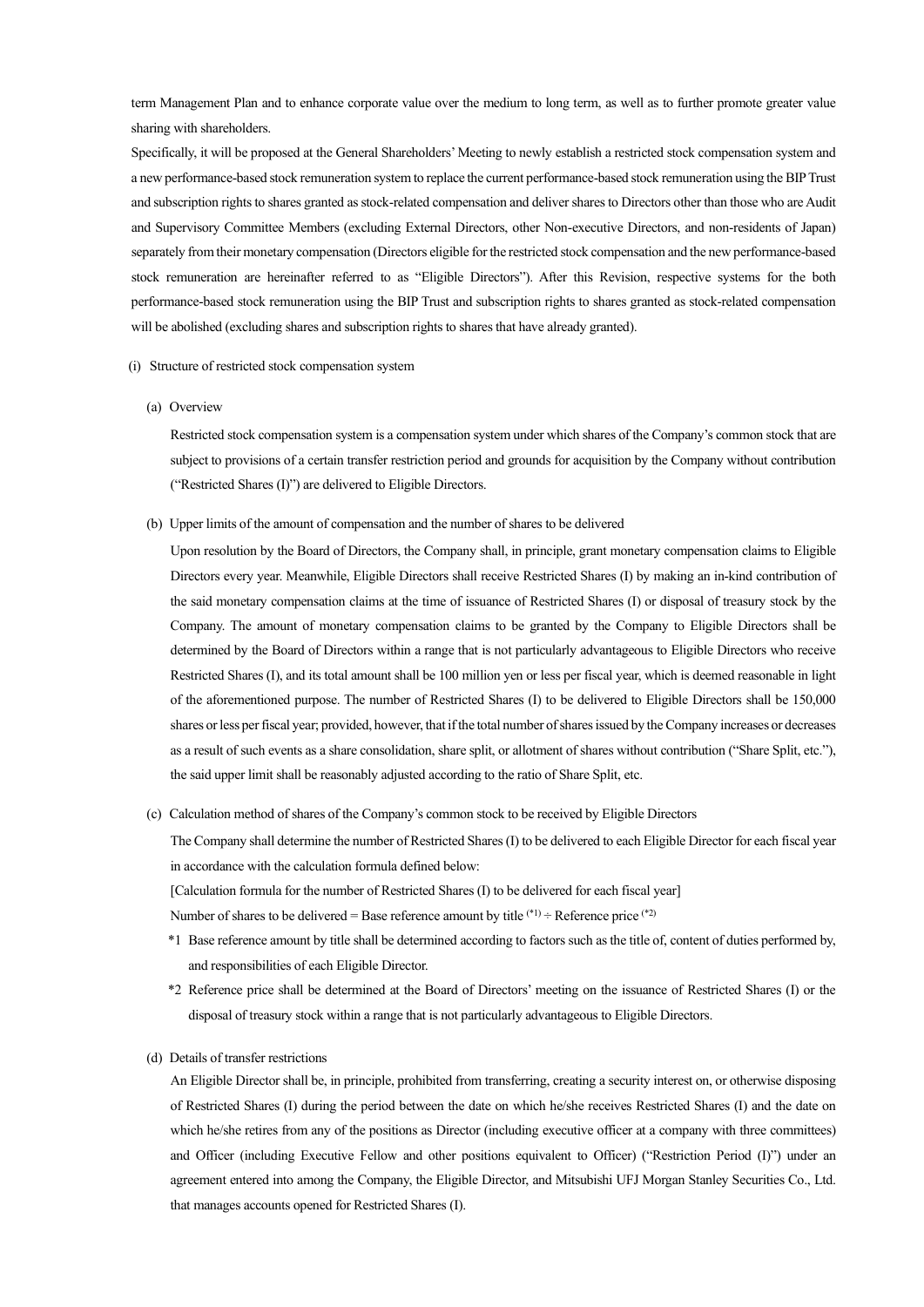term Management Plan and to enhance corporate value over the medium to long term, as well as to further promote greater value sharing with shareholders.

Specifically, it will be proposed at the General Shareholders' Meeting to newly establish a restricted stock compensation system and a new performance-based stock remuneration system to replace the current performance-based stock remuneration using the BIP Trust and subscription rights to shares granted as stock-related compensation and deliver shares to Directors other than those who are Audit and Supervisory Committee Members (excluding External Directors, other Non-executive Directors, and non-residents of Japan) separately from their monetary compensation (Directors eligible for the restricted stock compensation and the new performance-based stock remuneration are hereinafter referred to as "Eligible Directors"). After this Revision, respective systems for the both performance-based stock remuneration using the BIP Trust and subscription rights to shares granted as stock-related compensation will be abolished (excluding shares and subscription rights to shares that have already granted).

(i) Structure of restricted stock compensation system

(a) Overview

Restricted stock compensation system is a compensation system under which shares of the Company's common stock that are subject to provisions of a certain transfer restriction period and grounds for acquisition by the Company without contribution ("Restricted Shares (I)") are delivered to Eligible Directors.

(b) Upper limits of the amount of compensation and the number of shares to be delivered

Upon resolution by the Board of Directors, the Company shall, in principle, grant monetary compensation claims to Eligible Directors every year. Meanwhile, Eligible Directors shall receive Restricted Shares (I) by making an in-kind contribution of the said monetary compensation claims at the time of issuance of Restricted Shares (I) or disposal of treasury stock by the Company. The amount of monetary compensation claims to be granted by the Company to Eligible Directors shall be determined by the Board of Directors within a range that is not particularly advantageous to Eligible Directors who receive Restricted Shares (I), and its total amount shall be 100 million yen or less per fiscal year, which is deemed reasonable in light of the aforementioned purpose. The number of Restricted Shares (I) to be delivered to Eligible Directors shall be 150,000 shares or less per fiscal year; provided, however, that if the total number of shares issued by the Company increases or decreases as a result of such events as a share consolidation, share split, or allotment of shares without contribution ("Share Split, etc."), the said upper limit shall be reasonably adjusted according to the ratio of Share Split, etc.

(c) Calculation method of shares of the Company's common stock to be received by Eligible Directors

The Company shall determine the number of Restricted Shares (I) to be delivered to each Eligible Director for each fiscal year in accordance with the calculation formula defined below:

[Calculation formula for the number of Restricted Shares (I) to be delivered for each fiscal year]

Number of shares to be delivered = Base reference amount by title [*1] ÷ Reference price [*2]

*1 Base reference amount by title shall be determined according to factors such as the title of, content of duties performed by, and responsibilities of each Eligible Director.

*2 Reference price shall be determined at the Board of Directors' meeting on the issuance of Restricted Shares (I) or the disposal of treasury stock within a range that is not particularly advantageous to Eligible Directors.

(d) Details of transfer restrictions

An Eligible Director shall be, in principle, prohibited from transferring, creating a security interest on, or otherwise disposing of Restricted Shares (I) during the period between the date on which he/she receives Restricted Shares (I) and the date on which he/she retires from any of the positions as Director (including executive officer at a company with three committees) and Officer (including Executive Fellow and other positions equivalent to Officer) ("Restriction Period (I)") under an agreement entered into among the Company, the Eligible Director, and Mitsubishi UFJ Morgan Stanley Securities Co., Ltd. that manages accounts opened for Restricted Shares (I).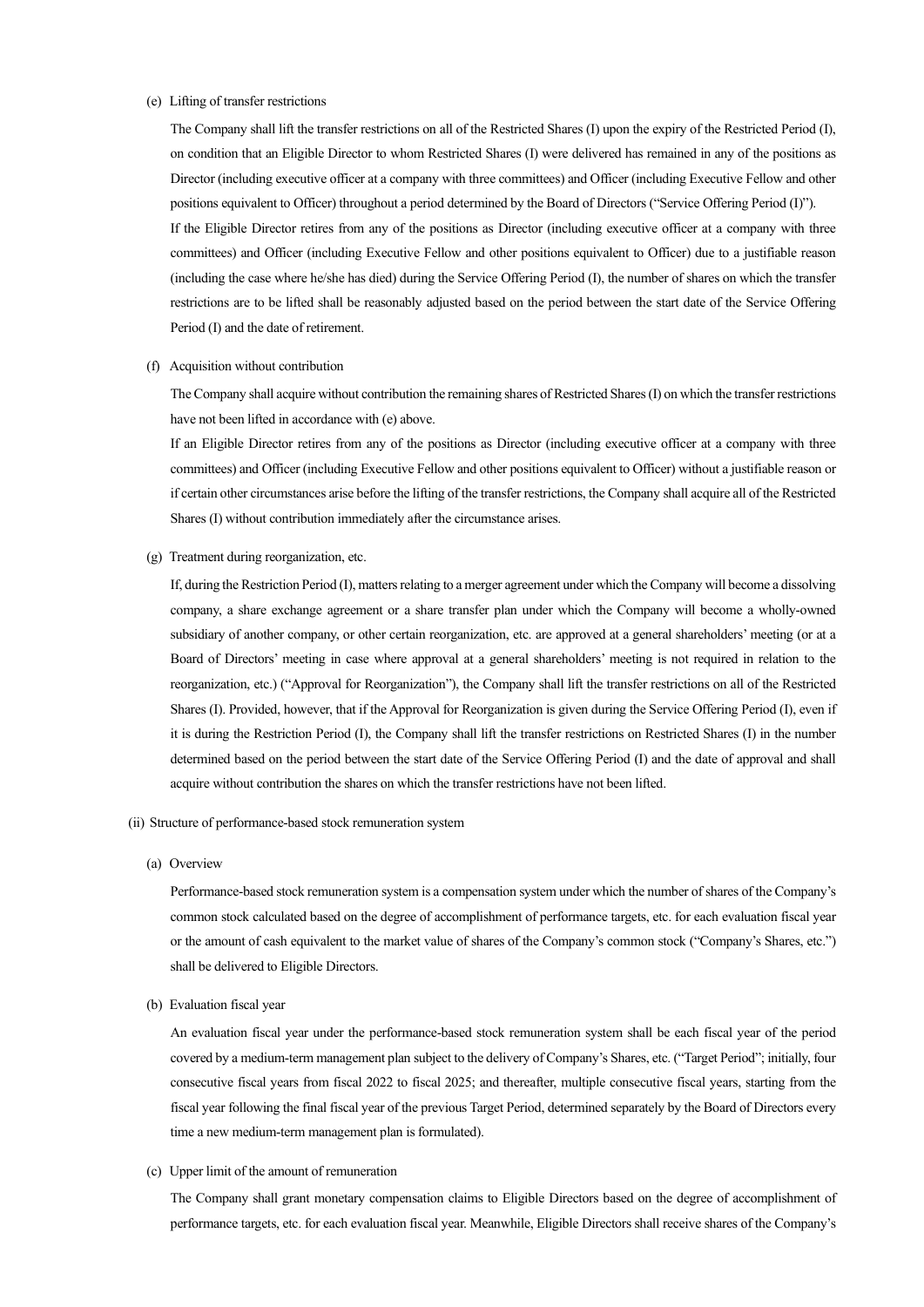(e) Lifting of transfer restrictions

The Company shall lift the transfer restrictions on all of the Restricted Shares (I) upon the expiry of the Restricted Period (I), on condition that an Eligible Director to whom Restricted Shares (I) were delivered has remained in any of the positions as Director (including executive officer at a company with three committees) and Officer (including Executive Fellow and other positions equivalent to Officer) throughout a period determined by the Board of Directors ("Service Offering Period (I)").

If the Eligible Director retires from any of the positions as Director (including executive officer at a company with three committees) and Officer (including Executive Fellow and other positions equivalent to Officer) due to a justifiable reason (including the case where he/she has died) during the Service Offering Period (I), the number of shares on which the transfer restrictions are to be lifted shall be reasonably adjusted based on the period between the start date of the Service Offering Period (I) and the date of retirement.

(f) Acquisition without contribution

The Company shall acquire without contribution the remaining shares of Restricted Shares (I) on which the transfer restrictions have not been lifted in accordance with (e) above.

If an Eligible Director retires from any of the positions as Director (including executive officer at a company with three committees) and Officer (including Executive Fellow and other positions equivalent to Officer) without a justifiable reason or if certain other circumstances arise before the lifting of the transfer restrictions, the Company shall acquire all of the Restricted Shares (I) without contribution immediately after the circumstance arises.

(g) Treatment during reorganization, etc.

If, during the Restriction Period (I), matters relating to a merger agreement under which the Company will become a dissolving company, a share exchange agreement or a share transfer plan under which the Company will become a wholly-owned subsidiary of another company, or other certain reorganization, etc. are approved at a general shareholders' meeting (or at a Board of Directors' meeting in case where approval at a general shareholders' meeting is not required in relation to the reorganization, etc.) ("Approval for Reorganization"), the Company shall lift the transfer restrictions on all of the Restricted Shares (I). Provided, however, that if the Approval for Reorganization is given during the Service Offering Period (I), even if it is during the Restriction Period (I), the Company shall lift the transfer restrictions on Restricted Shares (I) in the number determined based on the period between the start date of the Service Offering Period (I) and the date of approval and shall acquire without contribution the shares on which the transfer restrictions have not been lifted.

(ii) Structure of performance-based stock remuneration system

(a) Overview

Performance-based stock remuneration system is a compensation system under which the number of shares of the Company's common stock calculated based on the degree of accomplishment of performance targets, etc. for each evaluation fiscal year or the amount of cash equivalent to the market value of shares of the Company's common stock ("Company's Shares, etc.") shall be delivered to Eligible Directors.

(b) Evaluation fiscal year

An evaluation fiscal year under the performance-based stock remuneration system shall be each fiscal year of the period covered by a medium-term management plan subject to the delivery of Company's Shares, etc. ("Target Period"; initially, four consecutive fiscal years from fiscal 2022 to fiscal 2025; and thereafter, multiple consecutive fiscal years, starting from the fiscal year following the final fiscal year of the previous Target Period, determined separately by the Board of Directors every time a new medium-term management plan is formulated).

(c) Upper limit of the amount of remuneration

The Company shall grant monetary compensation claims to Eligible Directors based on the degree of accomplishment of performance targets, etc. for each evaluation fiscal year. Meanwhile, Eligible Directors shall receive shares of the Company's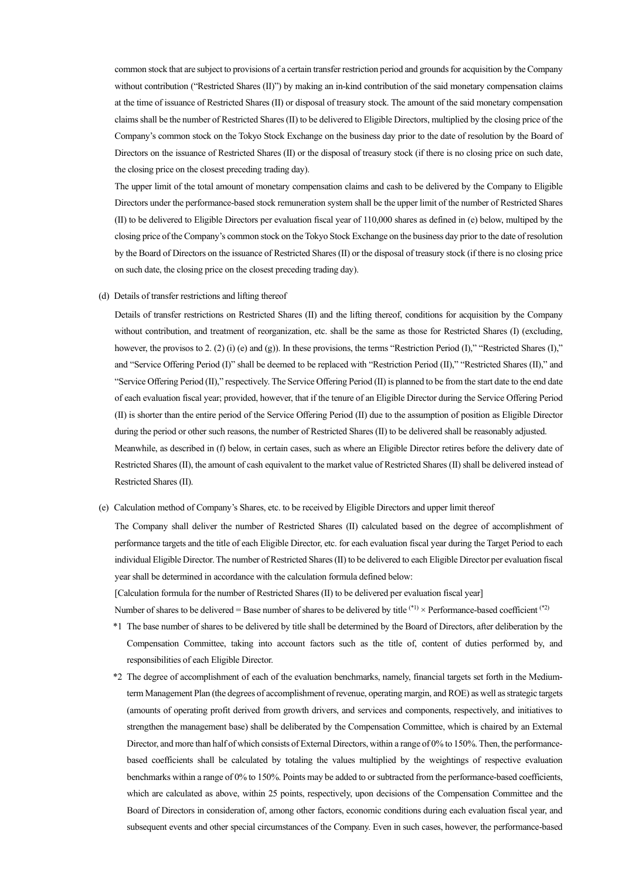common stock that are subject to provisions of a certain transfer restriction period and grounds for acquisition by the Company without contribution ("Restricted Shares (II)") by making an in-kind contribution of the said monetary compensation claims at the time of issuance of Restricted Shares (II) or disposal of treasury stock. The amount of the said monetary compensation claims shall be the number of Restricted Shares (II) to be delivered to Eligible Directors, multiplied by the closing price of the Company's common stock on the Tokyo Stock Exchange on the business day prior to the date of resolution by the Board of Directors on the issuance of Restricted Shares (II) or the disposal of treasury stock (if there is no closing price on such date, the closing price on the closest preceding trading day).

The upper limit of the total amount of monetary compensation claims and cash to be delivered by the Company to Eligible Directors under the performance-based stock remuneration system shall be the upper limit of the number of Restricted Shares (II) to be delivered to Eligible Directors per evaluation fiscal year of 110,000 shares as defined in (e) below, multiped by the closing price of the Company's common stock on the Tokyo Stock Exchange on the business day prior to the date of resolution by the Board of Directors on the issuance of Restricted Shares (II) or the disposal of treasury stock (if there is no closing price on such date, the closing price on the closest preceding trading day).

(d) Details of transfer restrictions and lifting thereof

Details of transfer restrictions on Restricted Shares (II) and the lifting thereof, conditions for acquisition by the Company without contribution, and treatment of reorganization, etc. shall be the same as those for Restricted Shares (I) (excluding, however, the provisos to 2. (2) (i) (e) and (g)). In these provisions, the terms "Restriction Period (I)," "Restricted Shares (I)," and "Service Offering Period (I)" shall be deemed to be replaced with "Restriction Period (II)," "Restricted Shares (II)," and "Service Offering Period (II)," respectively. The Service Offering Period (II) is planned to be from the start date to the end date of each evaluation fiscal year; provided, however, that if the tenure of an Eligible Director during the Service Offering Period (II) is shorter than the entire period of the Service Offering Period (II) due to the assumption of position as Eligible Director during the period or other such reasons, the number of Restricted Shares (II) to be delivered shall be reasonably adjusted.

Meanwhile, as described in (f) below, in certain cases, such as where an Eligible Director retires before the delivery date of Restricted Shares (II), the amount of cash equivalent to the market value of Restricted Shares (II) shall be delivered instead of Restricted Shares (II).

(e) Calculation method of Company's Shares, etc. to be received by Eligible Directors and upper limit thereof

The Company shall deliver the number of Restricted Shares (II) calculated based on the degree of accomplishment of performance targets and the title of each Eligible Director, etc. for each evaluation fiscal year during the Target Period to each individual Eligible Director. The number of Restricted Shares (II) to be delivered to each Eligible Director per evaluation fiscal year shall be determined in accordance with the calculation formula defined below:

[Calculation formula for the number of Restricted Shares (II) to be delivered per evaluation fiscal year]

Number of shares to be delivered = Base number of shares to be delivered by title (*1) × Performance-based coefficient (*2)

*1 The base number of shares to be delivered by title shall be determined by the Board of Directors, after deliberation by the Compensation Committee, taking into account factors such as the title of, content of duties performed by, and responsibilities of each Eligible Director.

*2 The degree of accomplishment of each of the evaluation benchmarks, namely, financial targets set forth in the Medium-term Management Plan (the degrees of accomplishment of revenue, operating margin, and ROE) as well as strategic targets (amounts of operating profit derived from growth drivers, and services and components, respectively, and initiatives to strengthen the management base) shall be deliberated by the Compensation Committee, which is chaired by an External Director, and more than half of which consists of External Directors, within a range of 0% to 150%. Then, the performance-based coefficients shall be calculated by totaling the values multiplied by the weightings of respective evaluation benchmarks within a range of 0% to 150%. Points may be added to or subtracted from the performance-based coefficients, which are calculated as above, within 25 points, respectively, upon decisions of the Compensation Committee and the Board of Directors in consideration of, among other factors, economic conditions during each evaluation fiscal year, and subsequent events and other special circumstances of the Company. Even in such cases, however, the performance-based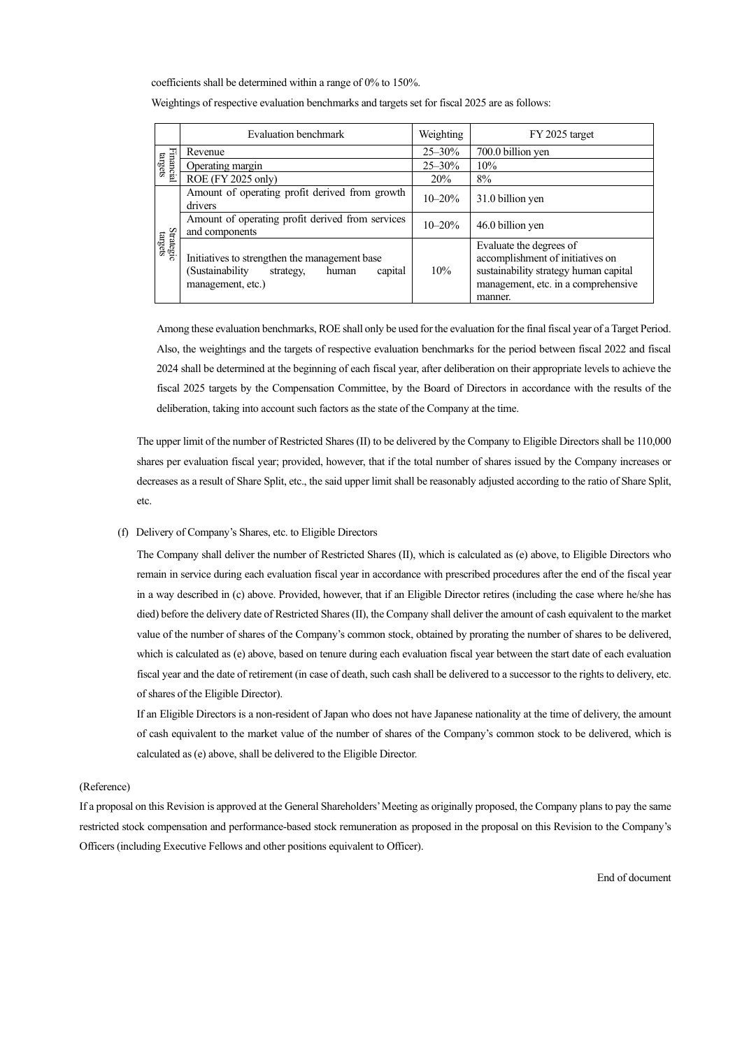coefficients shall be determined within a range of 0% to 150%.

Weightings of respective evaluation benchmarks and targets set for fiscal 2025 are as follows:

| | Evaluation benchmark | Weighting | FY 2025 target |
|---|---|---|---|
| Financial targets | Revenue | 25–30% | 700.0 billion yen |
| | Operating margin | 25–30% | 10% |
| | ROE (FY 2025 only) | 20% | 8% |
| Strategic targets | Amount of operating profit derived from growth drivers | 10–20% | 31.0 billion yen |
| | Amount of operating profit derived from services and components | 10–20% | 46.0 billion yen |
| | Initiatives to strengthen the management base (Sustainability strategy, human capital management, etc.) | 10% | Evaluate the degrees of accomplishment of initiatives on sustainability strategy human capital management, etc. in a comprehensive manner. |

Among these evaluation benchmarks, ROE shall only be used for the evaluation for the final fiscal year of a Target Period. Also, the weightings and the targets of respective evaluation benchmarks for the period between fiscal 2022 and fiscal 2024 shall be determined at the beginning of each fiscal year, after deliberation on their appropriate levels to achieve the fiscal 2025 targets by the Compensation Committee, by the Board of Directors in accordance with the results of the deliberation, taking into account such factors as the state of the Company at the time.

The upper limit of the number of Restricted Shares (II) to be delivered by the Company to Eligible Directors shall be 110,000 shares per evaluation fiscal year; provided, however, that if the total number of shares issued by the Company increases or decreases as a result of Share Split, etc., the said upper limit shall be reasonably adjusted according to the ratio of Share Split, etc.

(f) Delivery of Company's Shares, etc. to Eligible Directors

The Company shall deliver the number of Restricted Shares (II), which is calculated as (e) above, to Eligible Directors who remain in service during each evaluation fiscal year in accordance with prescribed procedures after the end of the fiscal year in a way described in (c) above. Provided, however, that if an Eligible Director retires (including the case where he/she has died) before the delivery date of Restricted Shares (II), the Company shall deliver the amount of cash equivalent to the market value of the number of shares of the Company's common stock, obtained by prorating the number of shares to be delivered, which is calculated as (e) above, based on tenure during each evaluation fiscal year between the start date of each evaluation fiscal year and the date of retirement (in case of death, such cash shall be delivered to a successor to the rights to delivery, etc. of shares of the Eligible Director).

If an Eligible Directors is a non-resident of Japan who does not have Japanese nationality at the time of delivery, the amount of cash equivalent to the market value of the number of shares of the Company's common stock to be delivered, which is calculated as (e) above, shall be delivered to the Eligible Director.

(Reference)

If a proposal on this Revision is approved at the General Shareholders' Meeting as originally proposed, the Company plans to pay the same restricted stock compensation and performance-based stock remuneration as proposed in the proposal on this Revision to the Company's Officers (including Executive Fellows and other positions equivalent to Officer).

End of document